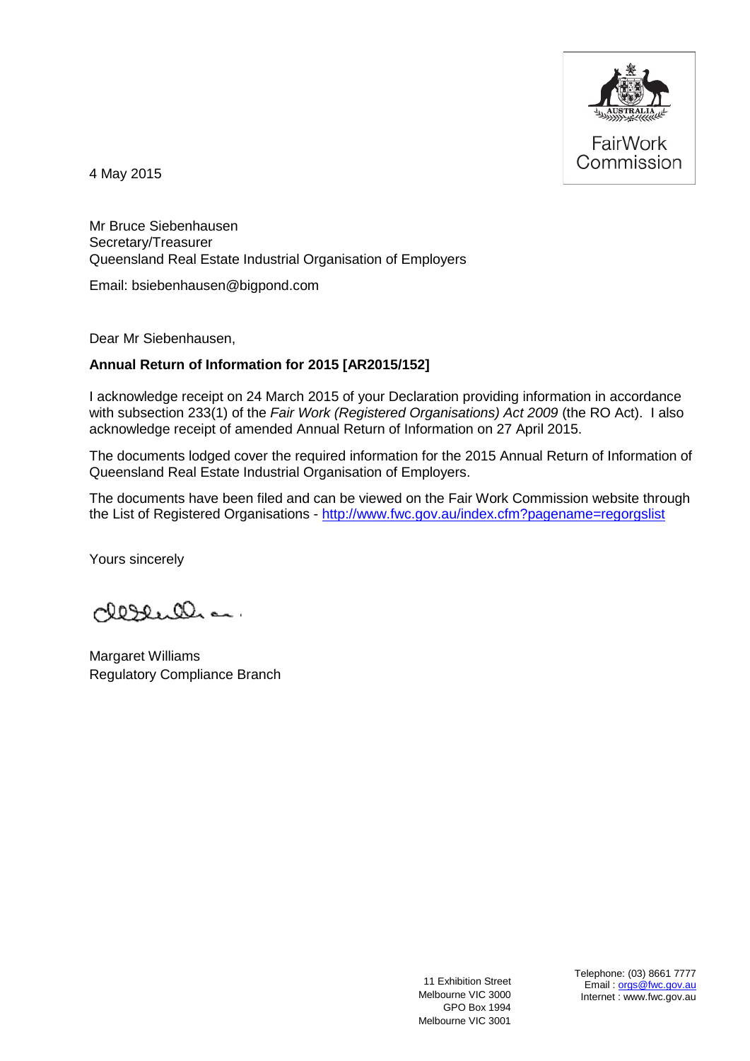FairWork Commission

4 May 2015

Mr Bruce Siebenhausen
Secretary/Treasurer
Queensland Real Estate Industrial Organisation of Employers

Email: bsiebenhausen@bigpond.com

Dear Mr Siebenhausen,

**Annual Return of Information for 2015 [AR2015/152]**

I acknowledge receipt on 24 March 2015 of your Declaration providing information in accordance with subsection 233(1) of the *Fair Work (Registered Organisations) Act 2009* (the RO Act). I also acknowledge receipt of amended Annual Return of Information on 27 April 2015.

The documents lodged cover the required information for the 2015 Annual Return of Information of Queensland Real Estate Industrial Organisation of Employers.

The documents have been filed and can be viewed on the Fair Work Commission website through the List of Registered Organisations - http://www.fwc.gov.au/index.cfm?pagename=regorgslist

Yours sincerely

Margaret Williams
Regulatory Compliance Branch

11 Exhibition Street
Melbourne VIC 3000
GPO Box 1994
Melbourne VIC 3001

Telephone: (03) 8661 7777
Email : orgs@fwc.gov.au
Internet : www.fwc.gov.au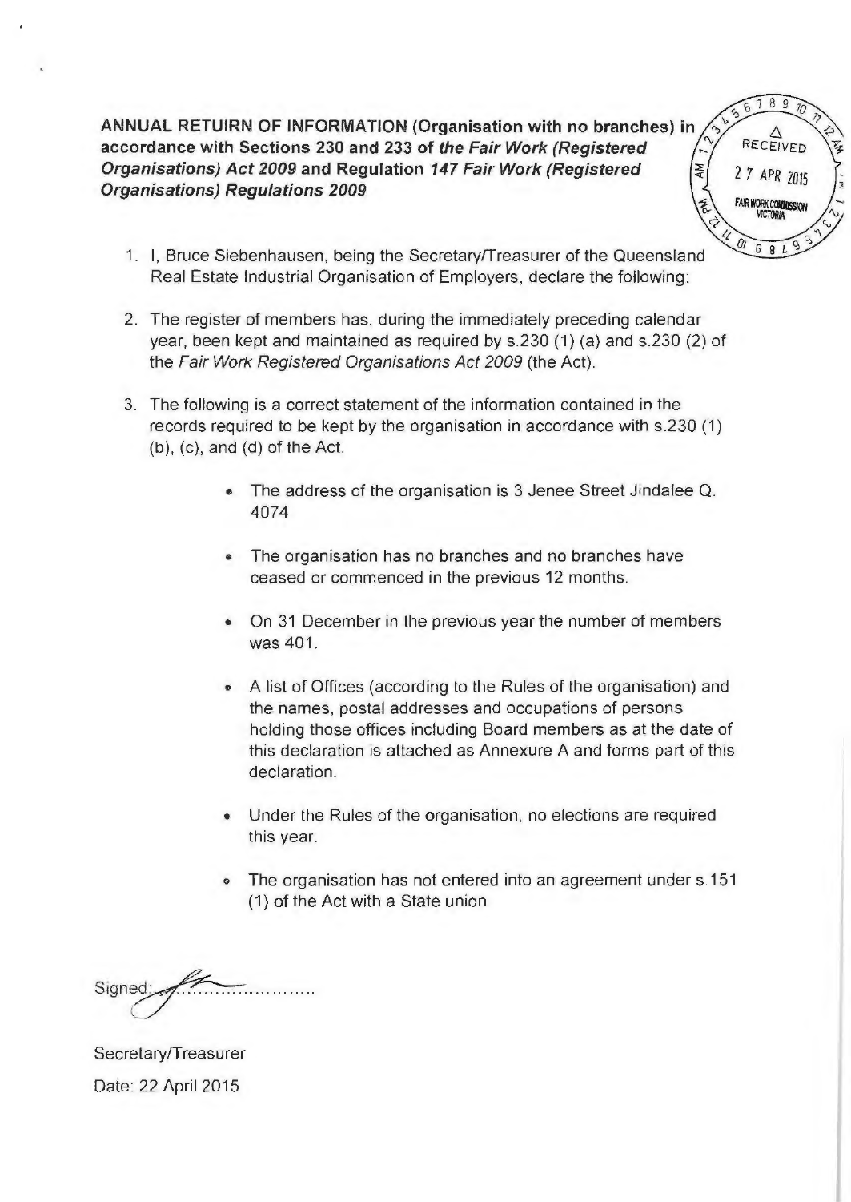**ANNUAL RETUIRN OF INFORMATION (Organisation with no branches) in accordance with Sections 230 and 233 of *the Fair Work (Registered Organisations) Act 2009* and Regulation *147 Fair Work (Registered Organisations) Regulations 2009***

RECEIVED
27 APR 2015
FAIR WORK COMMISSION VICTORIA

1. I, Bruce Siebenhausen, being the Secretary/Treasurer of the Queensland Real Estate Industrial Organisation of Employers, declare the following:

2. The register of members has, during the immediately preceding calendar year, been kept and maintained as required by s.230 (1) (a) and s.230 (2) of the *Fair Work Registered Organisations Act 2009* (the Act).

3. The following is a correct statement of the information contained in the records required to be kept by the organisation in accordance with s.230 (1) (b), (c), and (d) of the Act.

   - The address of the organisation is 3 Jenee Street Jindalee Q. 4074
   - The organisation has no branches and no branches have ceased or commenced in the previous 12 months.
   - On 31 December in the previous year the number of members was 401.
   - A list of Offices (according to the Rules of the organisation) and the names, postal addresses and occupations of persons holding those offices including Board members as at the date of this declaration is attached as Annexure A and forms part of this declaration.
   - Under the Rules of the organisation, no elections are required this year.
   - The organisation has not entered into an agreement under s.151 (1) of the Act with a State union.

Signed: ..............................

Secretary/Treasurer

Date: 22 April 2015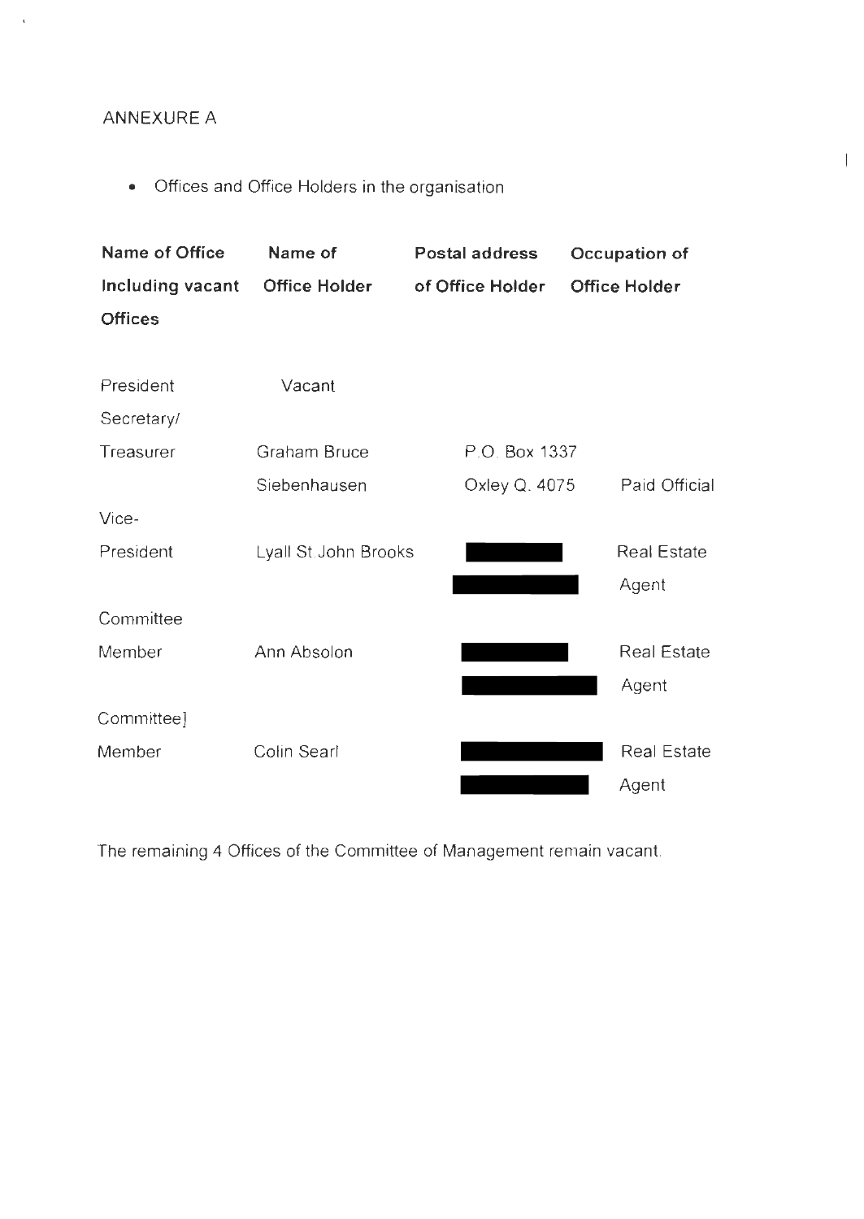ANNEXURE A

- Offices and Office Holders in the organisation

| Name of Office Including vacant Offices | Name of Office Holder | Postal address of Office Holder | Occupation of Office Holder |
| --- | --- | --- | --- |
| President | Vacant | | |
| Secretary/ Treasurer | Graham Bruce Siebenhausen | P.O. Box 1337 Oxley Q. 4075 | Paid Official |
| Vice-President | Lyall St.John Brooks | | Real Estate Agent |
| Committee Member | Ann Absolon | | Real Estate Agent |
| Committee] Member | Colin Searl | | Real Estate Agent |

The remaining 4 Offices of the Committee of Management remain vacant.